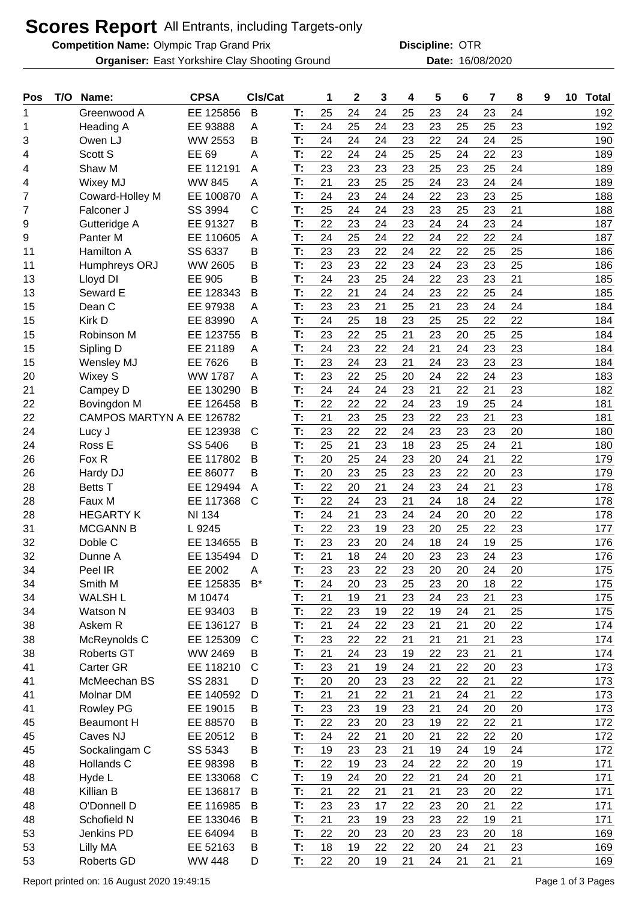# Scores Report All Entrants, including Targets-only

**Competition Name:** Olympic Trap Grand Prix **Discipline:** OTR

**Organiser:** East Yorkshire Clay Shooting Ground **Date:** 16/08/2020

| Pos | T/O | Name: | CPSA | Cls/Cat | | 1 | 2 | 3 | 4 | 5 | 6 | 7 | 8 | 9 | 10 | Total |
|---|---|---|---|---|---|---|---|---|---|---|---|---|---|---|---|---|
| 1 | | Greenwood A | EE 125856 | B | T: | 25 | 24 | 24 | 25 | 23 | 24 | 23 | 24 | | | 192 |
| 1 | | Heading A | EE 93888 | A | T: | 24 | 25 | 24 | 23 | 23 | 25 | 25 | 23 | | | 192 |
| 3 | | Owen LJ | WW 2553 | B | T: | 24 | 24 | 24 | 23 | 22 | 24 | 24 | 25 | | | 190 |
| 4 | | Scott S | EE 69 | A | T: | 22 | 24 | 24 | 25 | 25 | 24 | 22 | 23 | | | 189 |
| 4 | | Shaw M | EE 112191 | A | T: | 23 | 23 | 23 | 23 | 25 | 23 | 25 | 24 | | | 189 |
| 4 | | Wixey MJ | WW 845 | A | T: | 21 | 23 | 25 | 25 | 24 | 23 | 24 | 24 | | | 189 |
| 7 | | Coward-Holley M | EE 100870 | A | T: | 24 | 23 | 24 | 24 | 22 | 23 | 23 | 25 | | | 188 |
| 7 | | Falconer J | SS 3994 | C | T: | 25 | 24 | 24 | 23 | 23 | 25 | 23 | 21 | | | 188 |
| 9 | | Gutteridge A | EE 91327 | B | T: | 22 | 23 | 24 | 23 | 24 | 24 | 23 | 24 | | | 187 |
| 9 | | Panter M | EE 110605 | A | T: | 24 | 25 | 24 | 22 | 24 | 22 | 22 | 24 | | | 187 |
| 11 | | Hamilton A | SS 6337 | B | T: | 23 | 23 | 22 | 24 | 22 | 22 | 25 | 25 | | | 186 |
| 11 | | Humphreys ORJ | WW 2605 | B | T: | 23 | 23 | 22 | 23 | 24 | 23 | 23 | 25 | | | 186 |
| 13 | | Lloyd DI | EE 905 | B | T: | 24 | 23 | 25 | 24 | 22 | 23 | 23 | 21 | | | 185 |
| 13 | | Seward E | EE 128343 | B | T: | 22 | 21 | 24 | 24 | 23 | 22 | 25 | 24 | | | 185 |
| 15 | | Dean C | EE 97938 | A | T: | 23 | 23 | 21 | 25 | 21 | 23 | 24 | 24 | | | 184 |
| 15 | | Kirk D | EE 83990 | A | T: | 24 | 25 | 18 | 23 | 25 | 25 | 22 | 22 | | | 184 |
| 15 | | Robinson M | EE 123755 | B | T: | 23 | 22 | 25 | 21 | 23 | 20 | 25 | 25 | | | 184 |
| 15 | | Sipling D | EE 21189 | A | T: | 24 | 23 | 22 | 24 | 21 | 24 | 23 | 23 | | | 184 |
| 15 | | Wensley MJ | EE 7626 | B | T: | 23 | 24 | 23 | 21 | 24 | 23 | 23 | 23 | | | 184 |
| 20 | | Wixey S | WW 1787 | A | T: | 23 | 22 | 25 | 20 | 24 | 22 | 24 | 23 | | | 183 |
| 21 | | Campey D | EE 130290 | B | T: | 24 | 24 | 24 | 23 | 21 | 22 | 21 | 23 | | | 182 |
| 22 | | Bovingdon M | EE 126458 | B | T: | 22 | 22 | 22 | 24 | 23 | 19 | 25 | 24 | | | 181 |
| 22 | | CAMPOS MARTYN A | EE 126782 | | T: | 21 | 23 | 25 | 23 | 22 | 23 | 21 | 23 | | | 181 |
| 24 | | Lucy J | EE 123938 | C | T: | 23 | 22 | 22 | 24 | 23 | 23 | 23 | 20 | | | 180 |
| 24 | | Ross E | SS 5406 | B | T: | 25 | 21 | 23 | 18 | 23 | 25 | 24 | 21 | | | 180 |
| 26 | | Fox R | EE 117802 | B | T: | 20 | 25 | 24 | 23 | 20 | 24 | 21 | 22 | | | 179 |
| 26 | | Hardy DJ | EE 86077 | B | T: | 20 | 23 | 25 | 23 | 23 | 22 | 20 | 23 | | | 179 |
| 28 | | Betts T | EE 129494 | A | T: | 22 | 20 | 21 | 24 | 23 | 24 | 21 | 23 | | | 178 |
| 28 | | Faux M | EE 117368 | C | T: | 22 | 24 | 23 | 21 | 24 | 18 | 24 | 22 | | | 178 |
| 28 | | HEGARTY K | NI 134 | | T: | 24 | 21 | 23 | 24 | 24 | 20 | 20 | 22 | | | 178 |
| 31 | | MCGANN B | L 9245 | | T: | 22 | 23 | 19 | 23 | 20 | 25 | 22 | 23 | | | 177 |
| 32 | | Doble C | EE 134655 | B | T: | 23 | 23 | 20 | 24 | 18 | 24 | 19 | 25 | | | 176 |
| 32 | | Dunne A | EE 135494 | D | T: | 21 | 18 | 24 | 20 | 23 | 23 | 24 | 23 | | | 176 |
| 34 | | Peel IR | EE 2002 | A | T: | 23 | 23 | 22 | 23 | 20 | 20 | 24 | 20 | | | 175 |
| 34 | | Smith M | EE 125835 | B* | T: | 24 | 20 | 23 | 25 | 23 | 20 | 18 | 22 | | | 175 |
| 34 | | WALSH L | M 10474 | | T: | 21 | 19 | 21 | 23 | 24 | 23 | 21 | 23 | | | 175 |
| 34 | | Watson N | EE 93403 | B | T: | 22 | 23 | 19 | 22 | 19 | 24 | 21 | 25 | | | 175 |
| 38 | | Askem R | EE 136127 | B | T: | 21 | 24 | 22 | 23 | 21 | 21 | 20 | 22 | | | 174 |
| 38 | | McReynolds C | EE 125309 | C | T: | 23 | 22 | 22 | 21 | 21 | 21 | 21 | 23 | | | 174 |
| 38 | | Roberts GT | WW 2469 | B | T: | 21 | 24 | 23 | 19 | 22 | 23 | 21 | 21 | | | 174 |
| 41 | | Carter GR | EE 118210 | C | T: | 23 | 21 | 19 | 24 | 21 | 22 | 20 | 23 | | | 173 |
| 41 | | McMeechan BS | SS 2831 | D | T: | 20 | 20 | 23 | 23 | 22 | 22 | 21 | 22 | | | 173 |
| 41 | | Molnar DM | EE 140592 | D | T: | 21 | 21 | 22 | 21 | 21 | 24 | 21 | 22 | | | 173 |
| 41 | | Rowley PG | EE 19015 | B | T: | 23 | 23 | 19 | 23 | 21 | 24 | 20 | 20 | | | 173 |
| 45 | | Beaumont H | EE 88570 | B | T: | 22 | 23 | 20 | 23 | 19 | 22 | 22 | 21 | | | 172 |
| 45 | | Caves NJ | EE 20512 | B | T: | 24 | 22 | 21 | 20 | 21 | 22 | 22 | 20 | | | 172 |
| 45 | | Sockalingam C | SS 5343 | B | T: | 19 | 23 | 23 | 21 | 19 | 24 | 19 | 24 | | | 172 |
| 48 | | Hollands C | EE 98398 | B | T: | 22 | 19 | 23 | 24 | 22 | 22 | 20 | 19 | | | 171 |
| 48 | | Hyde L | EE 133068 | C | T: | 19 | 24 | 20 | 22 | 21 | 24 | 20 | 21 | | | 171 |
| 48 | | Killian B | EE 136817 | B | T: | 21 | 22 | 21 | 21 | 21 | 23 | 20 | 22 | | | 171 |
| 48 | | O'Donnell D | EE 116985 | B | T: | 23 | 23 | 17 | 22 | 23 | 20 | 21 | 22 | | | 171 |
| 48 | | Schofield N | EE 133046 | B | T: | 21 | 23 | 19 | 23 | 23 | 22 | 19 | 21 | | | 171 |
| 53 | | Jenkins PD | EE 64094 | B | T: | 22 | 20 | 23 | 20 | 23 | 23 | 20 | 18 | | | 169 |
| 53 | | Lilly MA | EE 52163 | B | T: | 18 | 19 | 22 | 22 | 20 | 24 | 21 | 23 | | | 169 |
| 53 | | Roberts GD | WW 448 | D | T: | 22 | 20 | 19 | 21 | 24 | 21 | 21 | 21 | | | 169 |

Report printed on: 16 August 2020 19:49:15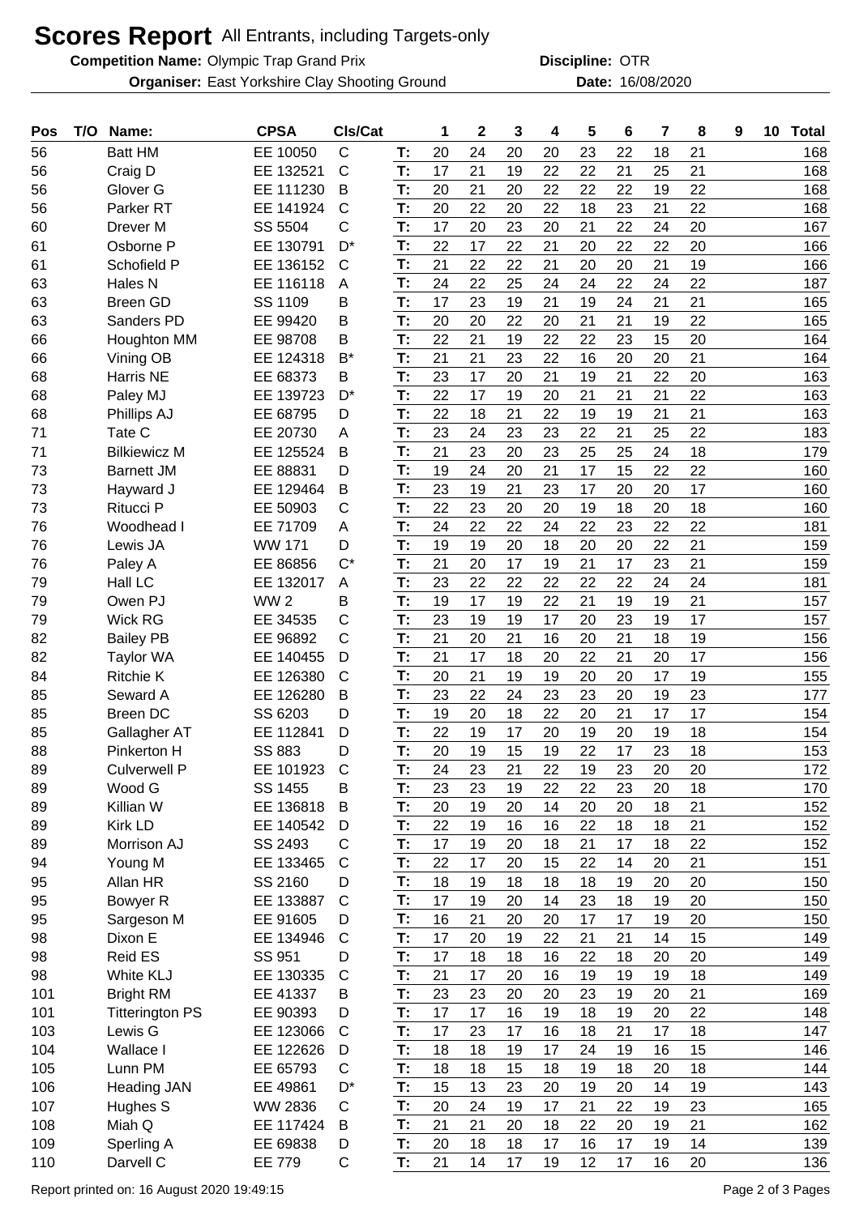# Scores Report All Entrants, including Targets-only

**Competition Name:** Olympic Trap Grand Prix **Discipline:** OTR

**Organiser:** East Yorkshire Clay Shooting Ground **Date:** 16/08/2020

| Pos | T/O | Name: | CPSA | Cls/Cat | | 1 | 2 | 3 | 4 | 5 | 6 | 7 | 8 | 9 | 10 | Total |
|---|---|---|---|---|---|---|---|---|---|---|---|---|---|---|---|---|
| 56 | | Batt HM | EE 10050 | C | T: | 20 | 24 | 20 | 20 | 23 | 22 | 18 | 21 | | | 168 |
| 56 | | Craig D | EE 132521 | C | T: | 17 | 21 | 19 | 22 | 22 | 21 | 25 | 21 | | | 168 |
| 56 | | Glover G | EE 111230 | B | T: | 20 | 21 | 20 | 22 | 22 | 22 | 19 | 22 | | | 168 |
| 56 | | Parker RT | EE 141924 | C | T: | 20 | 22 | 20 | 22 | 18 | 23 | 21 | 22 | | | 168 |
| 60 | | Drever M | SS 5504 | C | T: | 17 | 20 | 23 | 20 | 21 | 22 | 24 | 20 | | | 167 |
| 61 | | Osborne P | EE 130791 | D* | T: | 22 | 17 | 22 | 21 | 20 | 22 | 22 | 20 | | | 166 |
| 61 | | Schofield P | EE 136152 | C | T: | 21 | 22 | 22 | 21 | 20 | 20 | 21 | 19 | | | 166 |
| 63 | | Hales N | EE 116118 | A | T: | 24 | 22 | 25 | 24 | 24 | 22 | 24 | 22 | | | 187 |
| 63 | | Breen GD | SS 1109 | B | T: | 17 | 23 | 19 | 21 | 19 | 24 | 21 | 21 | | | 165 |
| 63 | | Sanders PD | EE 99420 | B | T: | 20 | 20 | 22 | 20 | 21 | 21 | 19 | 22 | | | 165 |
| 66 | | Houghton MM | EE 98708 | B | T: | 22 | 21 | 19 | 22 | 22 | 23 | 15 | 20 | | | 164 |
| 66 | | Vining OB | EE 124318 | B* | T: | 21 | 21 | 23 | 22 | 16 | 20 | 20 | 21 | | | 164 |
| 68 | | Harris NE | EE 68373 | B | T: | 23 | 17 | 20 | 21 | 19 | 21 | 22 | 20 | | | 163 |
| 68 | | Paley MJ | EE 139723 | D* | T: | 22 | 17 | 19 | 20 | 21 | 21 | 21 | 22 | | | 163 |
| 68 | | Phillips AJ | EE 68795 | D | T: | 22 | 18 | 21 | 22 | 19 | 19 | 21 | 21 | | | 163 |
| 71 | | Tate C | EE 20730 | A | T: | 23 | 24 | 23 | 23 | 22 | 21 | 25 | 22 | | | 183 |
| 71 | | Bilkiewicz M | EE 125524 | B | T: | 21 | 23 | 20 | 23 | 25 | 25 | 24 | 18 | | | 179 |
| 73 | | Barnett JM | EE 88831 | D | T: | 19 | 24 | 20 | 21 | 17 | 15 | 22 | 22 | | | 160 |
| 73 | | Hayward J | EE 129464 | B | T: | 23 | 19 | 21 | 23 | 17 | 20 | 20 | 17 | | | 160 |
| 73 | | Ritucci P | EE 50903 | C | T: | 22 | 23 | 20 | 20 | 19 | 18 | 20 | 18 | | | 160 |
| 76 | | Woodhead I | EE 71709 | A | T: | 24 | 22 | 22 | 24 | 22 | 23 | 22 | 22 | | | 181 |
| 76 | | Lewis JA | WW 171 | D | T: | 19 | 19 | 20 | 18 | 20 | 20 | 22 | 21 | | | 159 |
| 76 | | Paley A | EE 86856 | C* | T: | 21 | 20 | 17 | 19 | 21 | 17 | 23 | 21 | | | 159 |
| 79 | | Hall LC | EE 132017 | A | T: | 23 | 22 | 22 | 22 | 22 | 22 | 24 | 24 | | | 181 |
| 79 | | Owen PJ | WW 2 | B | T: | 19 | 17 | 19 | 22 | 21 | 19 | 19 | 21 | | | 157 |
| 79 | | Wick RG | EE 34535 | C | T: | 23 | 19 | 19 | 17 | 20 | 23 | 19 | 17 | | | 157 |
| 82 | | Bailey PB | EE 96892 | C | T: | 21 | 20 | 21 | 16 | 20 | 21 | 18 | 19 | | | 156 |
| 82 | | Taylor WA | EE 140455 | D | T: | 21 | 17 | 18 | 20 | 22 | 21 | 20 | 17 | | | 156 |
| 84 | | Ritchie K | EE 126380 | C | T: | 20 | 21 | 19 | 19 | 20 | 20 | 17 | 19 | | | 155 |
| 85 | | Seward A | EE 126280 | B | T: | 23 | 22 | 24 | 23 | 23 | 20 | 19 | 23 | | | 177 |
| 85 | | Breen DC | SS 6203 | D | T: | 19 | 20 | 18 | 22 | 20 | 21 | 17 | 17 | | | 154 |
| 85 | | Gallagher AT | EE 112841 | D | T: | 22 | 19 | 17 | 20 | 19 | 20 | 19 | 18 | | | 154 |
| 88 | | Pinkerton H | SS 883 | D | T: | 20 | 19 | 15 | 19 | 22 | 17 | 23 | 18 | | | 153 |
| 89 | | Culverwell P | EE 101923 | C | T: | 24 | 23 | 21 | 22 | 19 | 23 | 20 | 20 | | | 172 |
| 89 | | Wood G | SS 1455 | B | T: | 23 | 23 | 19 | 22 | 22 | 23 | 20 | 18 | | | 170 |
| 89 | | Killian W | EE 136818 | B | T: | 20 | 19 | 20 | 14 | 20 | 20 | 18 | 21 | | | 152 |
| 89 | | Kirk LD | EE 140542 | D | T: | 22 | 19 | 16 | 16 | 22 | 18 | 18 | 21 | | | 152 |
| 89 | | Morrison AJ | SS 2493 | C | T: | 17 | 19 | 20 | 18 | 21 | 17 | 18 | 22 | | | 152 |
| 94 | | Young M | EE 133465 | C | T: | 22 | 17 | 20 | 15 | 22 | 14 | 20 | 21 | | | 151 |
| 95 | | Allan HR | SS 2160 | D | T: | 18 | 19 | 18 | 18 | 18 | 19 | 20 | 20 | | | 150 |
| 95 | | Bowyer R | EE 133887 | C | T: | 17 | 19 | 20 | 14 | 23 | 18 | 19 | 20 | | | 150 |
| 95 | | Sargeson M | EE 91605 | D | T: | 16 | 21 | 20 | 20 | 17 | 17 | 19 | 20 | | | 150 |
| 98 | | Dixon E | EE 134946 | C | T: | 17 | 20 | 19 | 22 | 21 | 21 | 14 | 15 | | | 149 |
| 98 | | Reid ES | SS 951 | D | T: | 17 | 18 | 18 | 16 | 22 | 18 | 20 | 20 | | | 149 |
| 98 | | White KLJ | EE 130335 | C | T: | 21 | 17 | 20 | 16 | 19 | 19 | 19 | 18 | | | 149 |
| 101 | | Bright RM | EE 41337 | B | T: | 23 | 23 | 20 | 20 | 23 | 19 | 20 | 21 | | | 169 |
| 101 | | Titterington PS | EE 90393 | D | T: | 17 | 17 | 16 | 19 | 18 | 19 | 20 | 22 | | | 148 |
| 103 | | Lewis G | EE 123066 | C | T: | 17 | 23 | 17 | 16 | 18 | 21 | 17 | 18 | | | 147 |
| 104 | | Wallace I | EE 122626 | D | T: | 18 | 18 | 19 | 17 | 24 | 19 | 16 | 15 | | | 146 |
| 105 | | Lunn PM | EE 65793 | C | T: | 18 | 18 | 15 | 18 | 19 | 18 | 20 | 18 | | | 144 |
| 106 | | Heading JAN | EE 49861 | D* | T: | 15 | 13 | 23 | 20 | 19 | 20 | 14 | 19 | | | 143 |
| 107 | | Hughes S | WW 2836 | C | T: | 20 | 24 | 19 | 17 | 21 | 22 | 19 | 23 | | | 165 |
| 108 | | Miah Q | EE 117424 | B | T: | 21 | 21 | 20 | 18 | 22 | 20 | 19 | 21 | | | 162 |
| 109 | | Sperling A | EE 69838 | D | T: | 20 | 18 | 18 | 17 | 16 | 17 | 19 | 14 | | | 139 |
| 110 | | Darvell C | EE 779 | C | T: | 21 | 14 | 17 | 19 | 12 | 17 | 16 | 20 | | | 136 |

Report printed on: 16 August 2020 19:49:15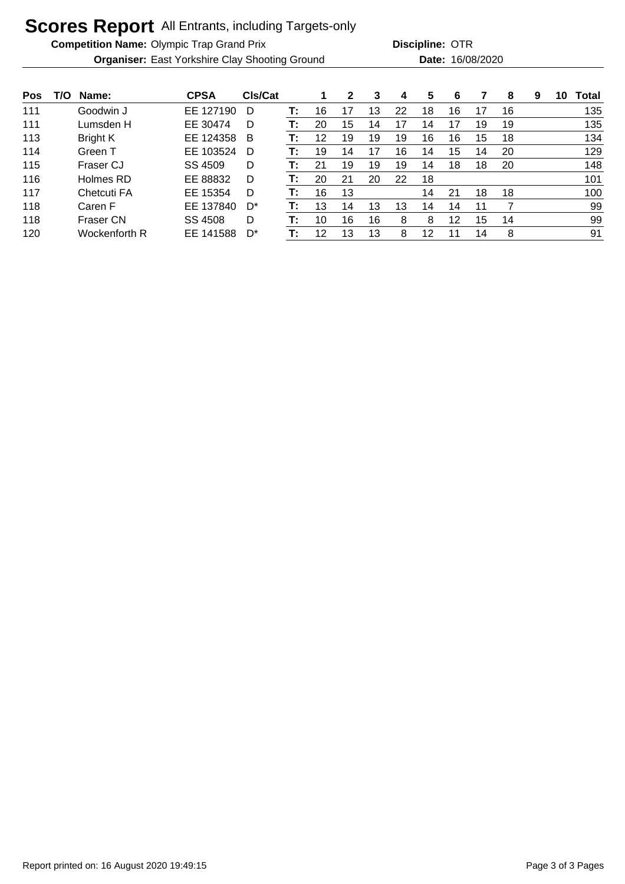# Scores Report All Entrants, including Targets-only

**Competition Name:** Olympic Trap Grand Prix **Discipline:** OTR

**Organiser:** East Yorkshire Clay Shooting Ground **Date:** 16/08/2020

| Pos | T/O | Name: | CPSA | Cls/Cat | | 1 | 2 | 3 | 4 | 5 | 6 | 7 | 8 | 9 | 10 | Total |
|---|---|---|---|---|---|---|---|---|---|---|---|---|---|---|---|---|
| 111 | | Goodwin J | EE 127190 | D | T: | 16 | 17 | 13 | 22 | 18 | 16 | 17 | 16 | | | 135 |
| 111 | | Lumsden H | EE 30474 | D | T: | 20 | 15 | 14 | 17 | 14 | 17 | 19 | 19 | | | 135 |
| 113 | | Bright K | EE 124358 | B | T: | 12 | 19 | 19 | 19 | 16 | 16 | 15 | 18 | | | 134 |
| 114 | | Green T | EE 103524 | D | T: | 19 | 14 | 17 | 16 | 14 | 15 | 14 | 20 | | | 129 |
| 115 | | Fraser CJ | SS 4509 | D | T: | 21 | 19 | 19 | 19 | 14 | 18 | 18 | 20 | | | 148 |
| 116 | | Holmes RD | EE 88832 | D | T: | 20 | 21 | 20 | 22 | 18 | | | | | | 101 |
| 117 | | Chetcuti FA | EE 15354 | D | T: | 16 | 13 | | | 14 | 21 | 18 | 18 | | | 100 |
| 118 | | Caren F | EE 137840 | D* | T: | 13 | 14 | 13 | 13 | 14 | 14 | 11 | 7 | | | 99 |
| 118 | | Fraser CN | SS 4508 | D | T: | 10 | 16 | 16 | 8 | 8 | 12 | 15 | 14 | | | 99 |
| 120 | | Wockenforth R | EE 141588 | D* | T: | 12 | 13 | 13 | 8 | 12 | 11 | 14 | 8 | | | 91 |

Report printed on: 16 August 2020 19:49:15